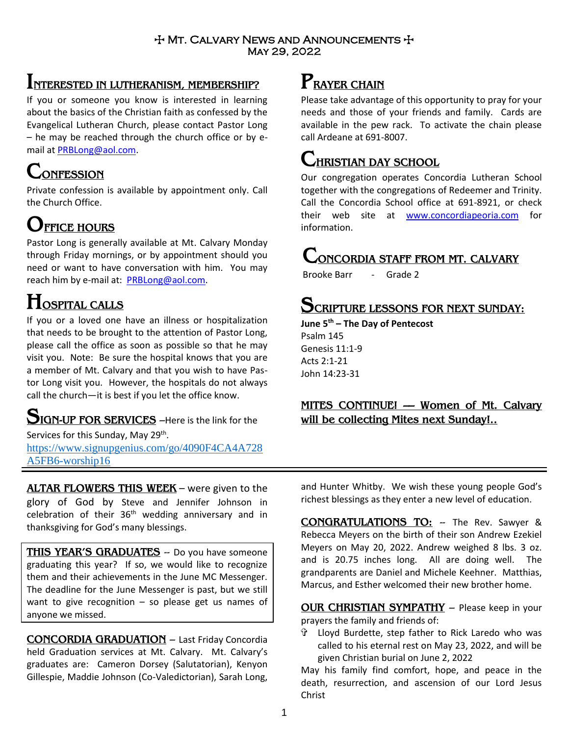# ☩ Mt. Calvary News and Announcements ☩
May 29, 2022

## Interested in Lutheranism, Membership?

If you or someone you know is interested in learning about the basics of the Christian faith as confessed by the Evangelical Lutheran Church, please contact Pastor Long – he may be reached through the church office or by e-mail at PRBLong@aol.com.

## Confession

Private confession is available by appointment only. Call the Church Office.

## Office Hours

Pastor Long is generally available at Mt. Calvary Monday through Friday mornings, or by appointment should you need or want to have conversation with him. You may reach him by e-mail at: PRBLong@aol.com.

## Hospital Calls

If you or a loved one have an illness or hospitalization that needs to be brought to the attention of Pastor Long, please call the office as soon as possible so that he may visit you. Note: Be sure the hospital knows that you are a member of Mt. Calvary and that you wish to have Pastor Long visit you. However, the hospitals do not always call the church—it is best if you let the office know.

## Sign-up for Services

–Here is the link for the Services for this Sunday, May 29th.
https://www.signupgenius.com/go/4090F4CA4A728A5FB6-worship16

## Prayer Chain

Please take advantage of this opportunity to pray for your needs and those of your friends and family. Cards are available in the pew rack. To activate the chain please call Ardeane at 691-8007.

## Christian Day School

Our congregation operates Concordia Lutheran School together with the congregations of Redeemer and Trinity. Call the Concordia School office at 691-8921, or check their web site at www.concordiapeoria.com for information.

## Concordia Staff from Mt. Calvary

Brooke Barr - Grade 2

## Scripture Lessons for Next Sunday:

**June 5th – The Day of Pentecost**
Psalm 145
Genesis 11:1-9
Acts 2:1-21
John 14:23-31

**MITES CONTINUE! — Women of Mt. Calvary will be collecting Mites next Sunday!..**

---

**ALTAR FLOWERS THIS WEEK** – were given to the glory of God by Steve and Jennifer Johnson in celebration of their 36th wedding anniversary and in thanksgiving for God's many blessings.

**THIS YEAR'S GRADUATES** -- Do you have someone graduating this year? If so, we would like to recognize them and their achievements in the June MC Messenger. The deadline for the June Messenger is past, but we still want to give recognition – so please get us names of anyone we missed.

**CONCORDIA GRADUATION** – Last Friday Concordia held Graduation services at Mt. Calvary. Mt. Calvary's graduates are: Cameron Dorsey (Salutatorian), Kenyon Gillespie, Maddie Johnson (Co-Valedictorian), Sarah Long, and Hunter Whitby. We wish these young people God's richest blessings as they enter a new level of education.

**CONGRATULATIONS TO:** -- The Rev. Sawyer & Rebecca Meyers on the birth of their son Andrew Ezekiel Meyers on May 20, 2022. Andrew weighed 8 lbs. 3 oz. and is 20.75 inches long. All are doing well. The grandparents are Daniel and Michele Keehner. Matthias, Marcus, and Esther welcomed their new brother home.

**OUR CHRISTIAN SYMPATHY** – Please keep in your prayers the family and friends of:

- Lloyd Burdette, step father to Rick Laredo who was called to his eternal rest on May 23, 2022, and will be given Christian burial on June 2, 2022

May his family find comfort, hope, and peace in the death, resurrection, and ascension of our Lord Jesus Christ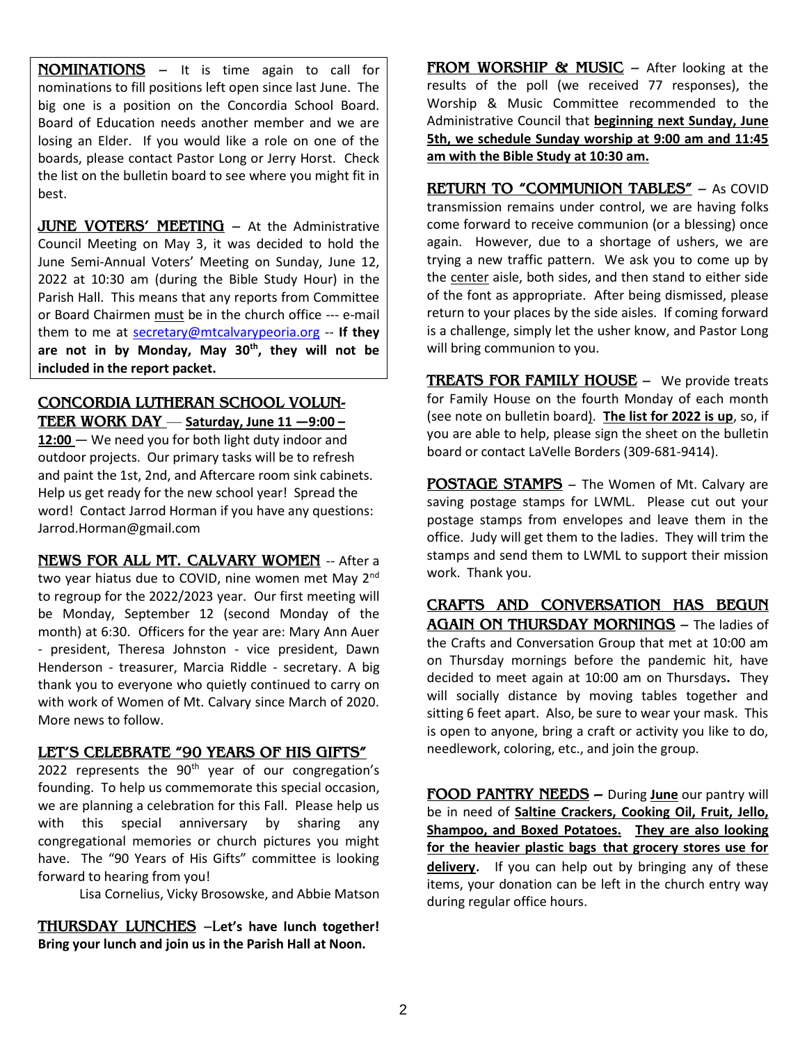**NOMINATIONS** – It is time again to call for nominations to fill positions left open since last June. The big one is a position on the Concordia School Board. Board of Education needs another member and we are losing an Elder. If you would like a role on one of the boards, please contact Pastor Long or Jerry Horst. Check the list on the bulletin board to see where you might fit in best.

**JUNE VOTERS' MEETING** – At the Administrative Council Meeting on May 3, it was decided to hold the June Semi-Annual Voters' Meeting on Sunday, June 12, 2022 at 10:30 am (during the Bible Study Hour) in the Parish Hall. This means that any reports from Committee or Board Chairmen must be in the church office --- e-mail them to me at secretary@mtcalvarypeoria.org -- **If they are not in by Monday, May 30th, they will not be included in the report packet.**

**CONCORDIA LUTHERAN SCHOOL VOLUNTEER WORK DAY** — **Saturday, June 11 —9:00 – 12:00** — We need you for both light duty indoor and outdoor projects. Our primary tasks will be to refresh and paint the 1st, 2nd, and Aftercare room sink cabinets. Help us get ready for the new school year! Spread the word! Contact Jarrod Horman if you have any questions: Jarrod.Horman@gmail.com

**NEWS FOR ALL MT. CALVARY WOMEN** -- After a two year hiatus due to COVID, nine women met May 2nd to regroup for the 2022/2023 year. Our first meeting will be Monday, September 12 (second Monday of the month) at 6:30. Officers for the year are: Mary Ann Auer - president, Theresa Johnston - vice president, Dawn Henderson - treasurer, Marcia Riddle - secretary. A big thank you to everyone who quietly continued to carry on with work of Women of Mt. Calvary since March of 2020. More news to follow.

**LET'S CELEBRATE "90 YEARS OF HIS GIFTS"**

2022 represents the 90th year of our congregation's founding. To help us commemorate this special occasion, we are planning a celebration for this Fall. Please help us with this special anniversary by sharing any congregational memories or church pictures you might have. The "90 Years of His Gifts" committee is looking forward to hearing from you!

Lisa Cornelius, Vicky Brosowske, and Abbie Matson

**THURSDAY LUNCHES** –**Let's have lunch together! Bring your lunch and join us in the Parish Hall at Noon.**

**FROM WORSHIP & MUSIC** – After looking at the results of the poll (we received 77 responses), the Worship & Music Committee recommended to the Administrative Council that **beginning next Sunday, June 5th, we schedule Sunday worship at 9:00 am and 11:45 am with the Bible Study at 10:30 am.**

**RETURN TO "COMMUNION TABLES"** – As COVID transmission remains under control, we are having folks come forward to receive communion (or a blessing) once again. However, due to a shortage of ushers, we are trying a new traffic pattern. We ask you to come up by the center aisle, both sides, and then stand to either side of the font as appropriate. After being dismissed, please return to your places by the side aisles. If coming forward is a challenge, simply let the usher know, and Pastor Long will bring communion to you.

**TREATS FOR FAMILY HOUSE** – We provide treats for Family House on the fourth Monday of each month (see note on bulletin board). **The list for 2022 is up**, so, if you are able to help, please sign the sheet on the bulletin board or contact LaVelle Borders (309-681-9414).

**POSTAGE STAMPS** – The Women of Mt. Calvary are saving postage stamps for LWML. Please cut out your postage stamps from envelopes and leave them in the office. Judy will get them to the ladies. They will trim the stamps and send them to LWML to support their mission work. Thank you.

**CRAFTS AND CONVERSATION HAS BEGUN AGAIN ON THURSDAY MORNINGS** – The ladies of the Crafts and Conversation Group that met at 10:00 am on Thursday mornings before the pandemic hit, have decided to meet again at 10:00 am on Thursdays**.** They will socially distance by moving tables together and sitting 6 feet apart. Also, be sure to wear your mask. This is open to anyone, bring a craft or activity you like to do, needlework, coloring, etc., and join the group.

**FOOD PANTRY NEEDS** – During **June** our pantry will be in need of **Saltine Crackers, Cooking Oil, Fruit, Jello, Shampoo, and Boxed Potatoes. They are also looking for the heavier plastic bags that grocery stores use for delivery.** If you can help out by bringing any of these items, your donation can be left in the church entry way during regular office hours.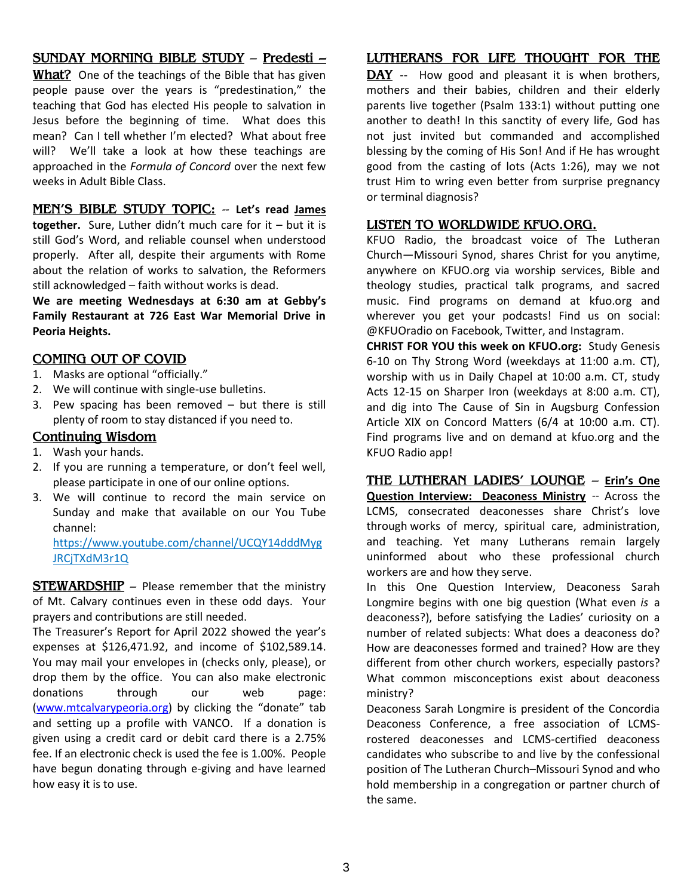**SUNDAY MORNING BIBLE STUDY – Predesti – What?** One of the teachings of the Bible that has given people pause over the years is "predestination," the teaching that God has elected His people to salvation in Jesus before the beginning of time. What does this mean? Can I tell whether I'm elected? What about free will? We'll take a look at how these teachings are approached in the *Formula of Concord* over the next few weeks in Adult Bible Class.

**MEN'S BIBLE STUDY TOPIC:** -- **Let's read James together.** Sure, Luther didn't much care for it – but it is still God's Word, and reliable counsel when understood properly. After all, despite their arguments with Rome about the relation of works to salvation, the Reformers still acknowledged – faith without works is dead.

**We are meeting Wednesdays at 6:30 am at Gebby's Family Restaurant at 726 East War Memorial Drive in Peoria Heights.**

## COMING OUT OF COVID

1. Masks are optional "officially."
2. We will continue with single-use bulletins.
3. Pew spacing has been removed – but there is still plenty of room to stay distanced if you need to.

## Continuing Wisdom

1. Wash your hands.
2. If you are running a temperature, or don't feel well, please participate in one of our online options.
3. We will continue to record the main service on Sunday and make that available on our You Tube channel: https://www.youtube.com/channel/UCQY14dddMygJRCjTXdM3r1Q

**STEWARDSHIP** – Please remember that the ministry of Mt. Calvary continues even in these odd days. Your prayers and contributions are still needed.

The Treasurer's Report for April 2022 showed the year's expenses at $126,471.92, and income of $102,589.14. You may mail your envelopes in (checks only, please), or drop them by the office. You can also make electronic donations through our web page: (www.mtcalvarypeoria.org) by clicking the "donate" tab and setting up a profile with VANCO. If a donation is given using a credit card or debit card there is a 2.75% fee. If an electronic check is used the fee is 1.00%. People have begun donating through e-giving and have learned how easy it is to use.

**LUTHERANS FOR LIFE THOUGHT FOR THE DAY** -- How good and pleasant it is when brothers, mothers and their babies, children and their elderly parents live together (Psalm 133:1) without putting one another to death! In this sanctity of every life, God has not just invited but commanded and accomplished blessing by the coming of His Son! And if He has wrought good from the casting of lots (Acts 1:26), may we not trust Him to wring even better from surprise pregnancy or terminal diagnosis?

## LISTEN TO WORLDWIDE KFUO.ORG.

KFUO Radio, the broadcast voice of The Lutheran Church—Missouri Synod, shares Christ for you anytime, anywhere on KFUO.org via worship services, Bible and theology studies, practical talk programs, and sacred music. Find programs on demand at kfuo.org and wherever you get your podcasts! Find us on social: @KFUOradio on Facebook, Twitter, and Instagram.

**CHRIST FOR YOU this week on KFUO.org:** Study Genesis 6-10 on Thy Strong Word (weekdays at 11:00 a.m. CT), worship with us in Daily Chapel at 10:00 a.m. CT, study Acts 12-15 on Sharper Iron (weekdays at 8:00 a.m. CT), and dig into The Cause of Sin in Augsburg Confession Article XIX on Concord Matters (6/4 at 10:00 a.m. CT). Find programs live and on demand at kfuo.org and the KFUO Radio app!

**THE LUTHERAN LADIES' LOUNGE – Erin's One Question Interview: Deaconess Ministry** -- Across the LCMS, consecrated deaconesses share Christ's love through works of mercy, spiritual care, administration, and teaching. Yet many Lutherans remain largely uninformed about who these professional church workers are and how they serve.

In this One Question Interview, Deaconess Sarah Longmire begins with one big question (What even *is* a deaconess?), before satisfying the Ladies' curiosity on a number of related subjects: What does a deaconess do? How are deaconesses formed and trained? How are they different from other church workers, especially pastors? What common misconceptions exist about deaconess ministry?

Deaconess Sarah Longmire is president of the Concordia Deaconess Conference, a free association of LCMS-rostered deaconesses and LCMS-certified deaconess candidates who subscribe to and live by the confessional position of The Lutheran Church–Missouri Synod and who hold membership in a congregation or partner church of the same.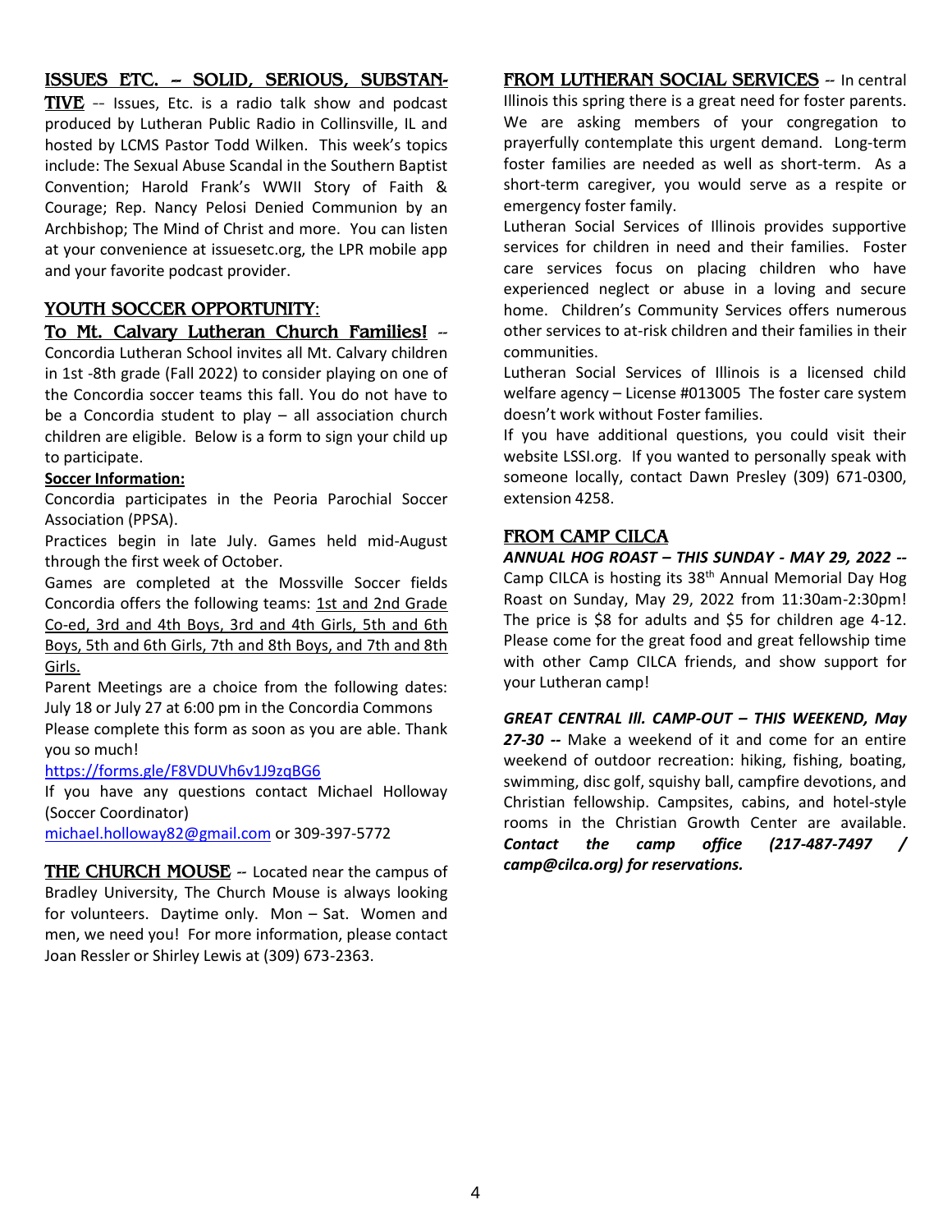**ISSUES ETC. -- SOLID, SERIOUS, SUBSTANTIVE** -- Issues, Etc. is a radio talk show and podcast produced by Lutheran Public Radio in Collinsville, IL and hosted by LCMS Pastor Todd Wilken. This week's topics include: The Sexual Abuse Scandal in the Southern Baptist Convention; Harold Frank's WWII Story of Faith & Courage; Rep. Nancy Pelosi Denied Communion by an Archbishop; The Mind of Christ and more. You can listen at your convenience at issuesetc.org, the LPR mobile app and your favorite podcast provider.

**YOUTH SOCCER OPPORTUNITY:**

**To Mt. Calvary Lutheran Church Families!** -- Concordia Lutheran School invites all Mt. Calvary children in 1st -8th grade (Fall 2022) to consider playing on one of the Concordia soccer teams this fall. You do not have to be a Concordia student to play – all association church children are eligible. Below is a form to sign your child up to participate.

**Soccer Information:**

Concordia participates in the Peoria Parochial Soccer Association (PPSA).

Practices begin in late July. Games held mid-August through the first week of October.

Games are completed at the Mossville Soccer fields Concordia offers the following teams: 1st and 2nd Grade Co-ed, 3rd and 4th Boys, 3rd and 4th Girls, 5th and 6th Boys, 5th and 6th Girls, 7th and 8th Boys, and 7th and 8th Girls.

Parent Meetings are a choice from the following dates: July 18 or July 27 at 6:00 pm in the Concordia Commons

Please complete this form as soon as you are able. Thank you so much!

https://forms.gle/F8VDUVh6v1J9zqBG6

If you have any questions contact Michael Holloway (Soccer Coordinator)

michael.holloway82@gmail.com or 309-397-5772

**THE CHURCH MOUSE** -- Located near the campus of Bradley University, The Church Mouse is always looking for volunteers. Daytime only. Mon – Sat. Women and men, we need you! For more information, please contact Joan Ressler or Shirley Lewis at (309) 673-2363.

**FROM LUTHERAN SOCIAL SERVICES** -- In central Illinois this spring there is a great need for foster parents. We are asking members of your congregation to prayerfully contemplate this urgent demand. Long-term foster families are needed as well as short-term. As a short-term caregiver, you would serve as a respite or emergency foster family.

Lutheran Social Services of Illinois provides supportive services for children in need and their families. Foster care services focus on placing children who have experienced neglect or abuse in a loving and secure home. Children's Community Services offers numerous other services to at-risk children and their families in their communities.

Lutheran Social Services of Illinois is a licensed child welfare agency – License #013005 The foster care system doesn't work without Foster families.

If you have additional questions, you could visit their website LSSI.org. If you wanted to personally speak with someone locally, contact Dawn Presley (309) 671-0300, extension 4258.

**FROM CAMP CILCA**

***ANNUAL HOG ROAST – THIS SUNDAY - MAY 29, 2022 --*** Camp CILCA is hosting its 38th Annual Memorial Day Hog Roast on Sunday, May 29, 2022 from 11:30am-2:30pm! The price is $8 for adults and $5 for children age 4-12. Please come for the great food and great fellowship time with other Camp CILCA friends, and show support for your Lutheran camp!

***GREAT CENTRAL Ill. CAMP-OUT – THIS WEEKEND, May 27-30 --*** Make a weekend of it and come for an entire weekend of outdoor recreation: hiking, fishing, boating, swimming, disc golf, squishy ball, campfire devotions, and Christian fellowship. Campsites, cabins, and hotel-style rooms in the Christian Growth Center are available. ***Contact the camp office (217-487-7497 / camp@cilca.org) for reservations.***